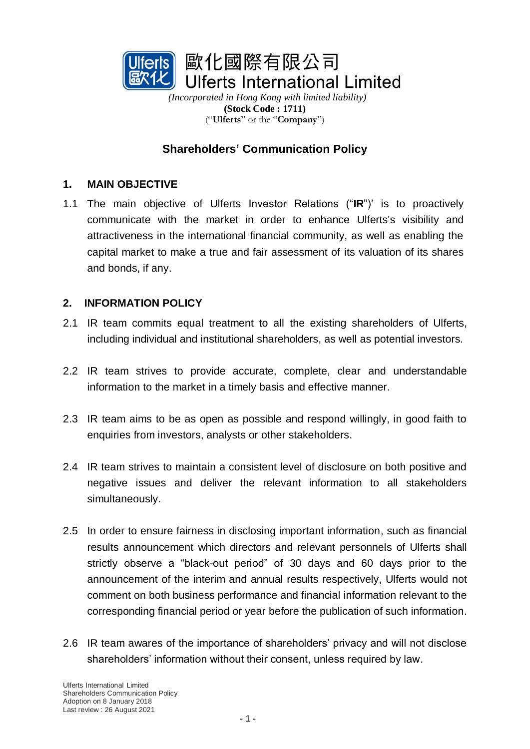歐化國際有限公司
Ulferts International Limited

*(Incorporated in Hong Kong with limited liability)*
**(Stock Code : 1711)**
("**Ulferts**" or the "**Company**")

# Shareholders' Communication Policy

## 1. MAIN OBJECTIVE

1.1 The main objective of Ulferts Investor Relations ("**IR**")' is to proactively communicate with the market in order to enhance Ulferts's visibility and attractiveness in the international financial community, as well as enabling the capital market to make a true and fair assessment of its valuation of its shares and bonds, if any.

## 2. INFORMATION POLICY

2.1 IR team commits equal treatment to all the existing shareholders of Ulferts, including individual and institutional shareholders, as well as potential investors.

2.2 IR team strives to provide accurate, complete, clear and understandable information to the market in a timely basis and effective manner.

2.3 IR team aims to be as open as possible and respond willingly, in good faith to enquiries from investors, analysts or other stakeholders.

2.4 IR team strives to maintain a consistent level of disclosure on both positive and negative issues and deliver the relevant information to all stakeholders simultaneously.

2.5 In order to ensure fairness in disclosing important information, such as financial results announcement which directors and relevant personnels of Ulferts shall strictly observe a "black-out period" of 30 days and 60 days prior to the announcement of the interim and annual results respectively, Ulferts would not comment on both business performance and financial information relevant to the corresponding financial period or year before the publication of such information.

2.6 IR team awares of the importance of shareholders' privacy and will not disclose shareholders' information without their consent, unless required by law.

Ulferts International Limited
Shareholders Communication Policy
Adoption on 8 January 2018
Last review : 26 August 2021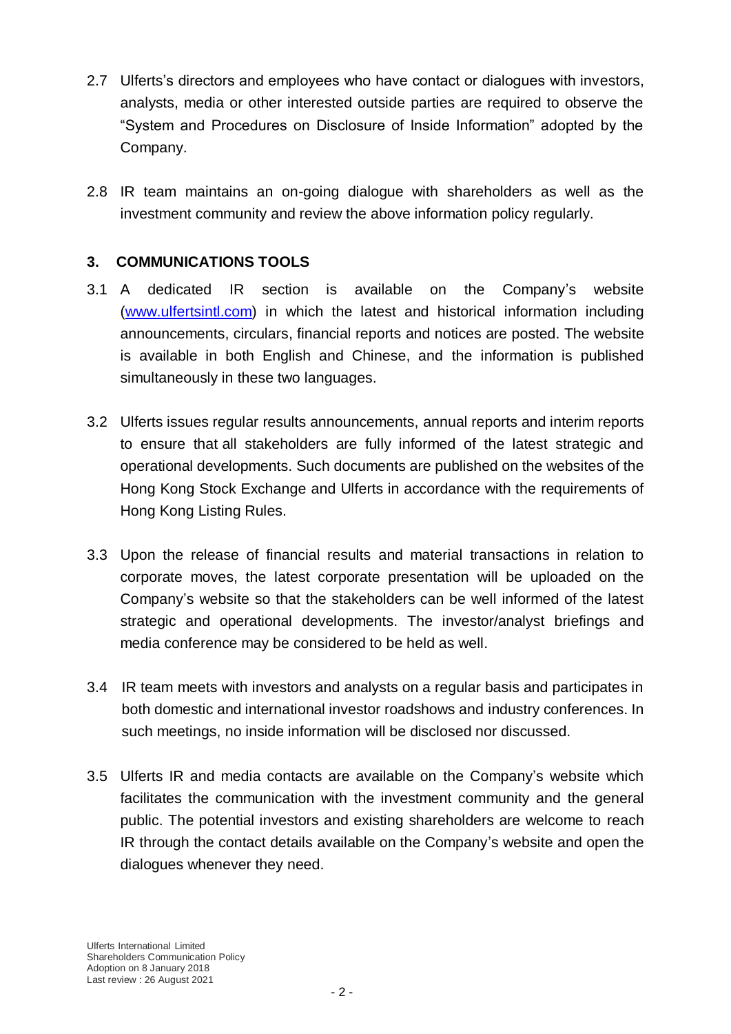2.7 Ulferts's directors and employees who have contact or dialogues with investors, analysts, media or other interested outside parties are required to observe the "System and Procedures on Disclosure of Inside Information" adopted by the Company.

2.8 IR team maintains an on-going dialogue with shareholders as well as the investment community and review the above information policy regularly.

## 3. COMMUNICATIONS TOOLS

3.1 A dedicated IR section is available on the Company's website (www.ulfertsintl.com) in which the latest and historical information including announcements, circulars, financial reports and notices are posted. The website is available in both English and Chinese, and the information is published simultaneously in these two languages.

3.2 Ulferts issues regular results announcements, annual reports and interim reports to ensure that all stakeholders are fully informed of the latest strategic and operational developments. Such documents are published on the websites of the Hong Kong Stock Exchange and Ulferts in accordance with the requirements of Hong Kong Listing Rules.

3.3 Upon the release of financial results and material transactions in relation to corporate moves, the latest corporate presentation will be uploaded on the Company's website so that the stakeholders can be well informed of the latest strategic and operational developments. The investor/analyst briefings and media conference may be considered to be held as well.

3.4 IR team meets with investors and analysts on a regular basis and participates in both domestic and international investor roadshows and industry conferences. In such meetings, no inside information will be disclosed nor discussed.

3.5 Ulferts IR and media contacts are available on the Company's website which facilitates the communication with the investment community and the general public. The potential investors and existing shareholders are welcome to reach IR through the contact details available on the Company's website and open the dialogues whenever they need.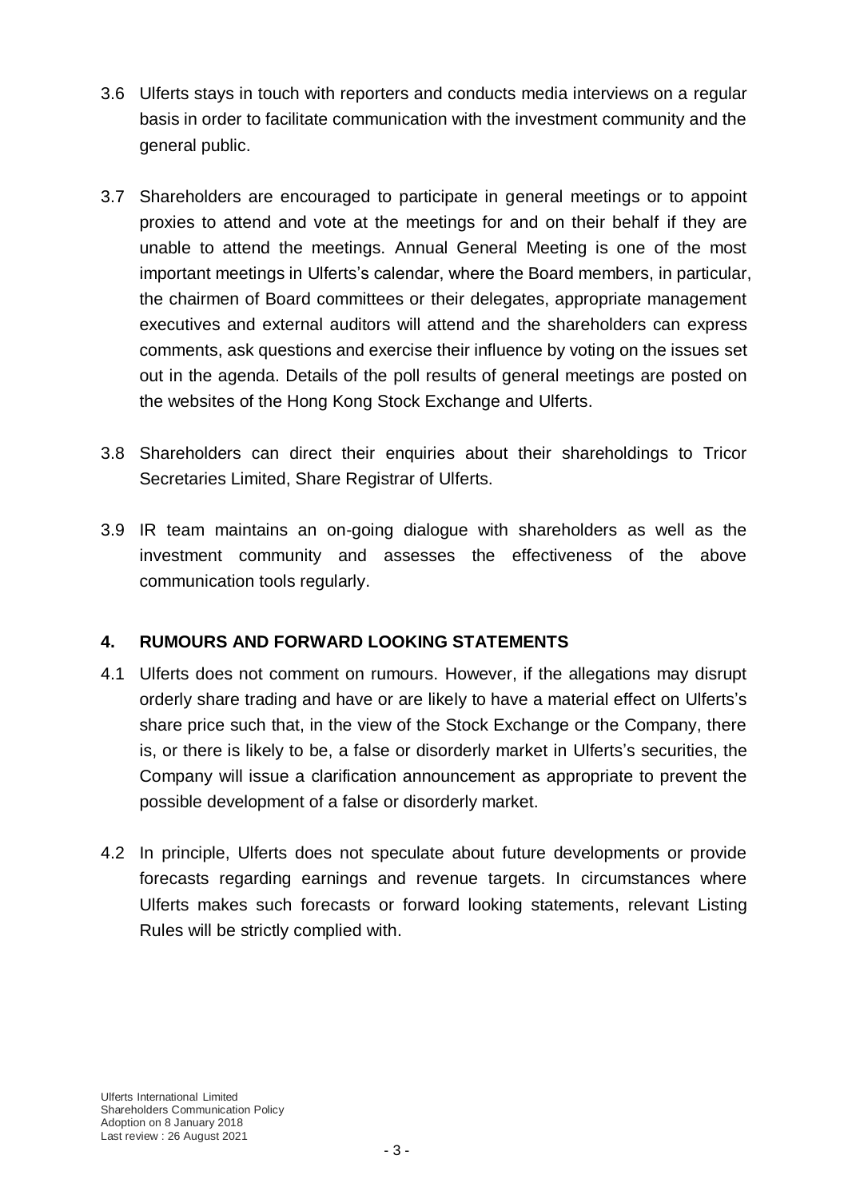3.6 Ulferts stays in touch with reporters and conducts media interviews on a regular basis in order to facilitate communication with the investment community and the general public.

3.7 Shareholders are encouraged to participate in general meetings or to appoint proxies to attend and vote at the meetings for and on their behalf if they are unable to attend the meetings. Annual General Meeting is one of the most important meetings in Ulferts's calendar, where the Board members, in particular, the chairmen of Board committees or their delegates, appropriate management executives and external auditors will attend and the shareholders can express comments, ask questions and exercise their influence by voting on the issues set out in the agenda. Details of the poll results of general meetings are posted on the websites of the Hong Kong Stock Exchange and Ulferts.

3.8 Shareholders can direct their enquiries about their shareholdings to Tricor Secretaries Limited, Share Registrar of Ulferts.

3.9 IR team maintains an on-going dialogue with shareholders as well as the investment community and assesses the effectiveness of the above communication tools regularly.

## 4. RUMOURS AND FORWARD LOOKING STATEMENTS

4.1 Ulferts does not comment on rumours. However, if the allegations may disrupt orderly share trading and have or are likely to have a material effect on Ulferts's share price such that, in the view of the Stock Exchange or the Company, there is, or there is likely to be, a false or disorderly market in Ulferts's securities, the Company will issue a clarification announcement as appropriate to prevent the possible development of a false or disorderly market.

4.2 In principle, Ulferts does not speculate about future developments or provide forecasts regarding earnings and revenue targets. In circumstances where Ulferts makes such forecasts or forward looking statements, relevant Listing Rules will be strictly complied with.